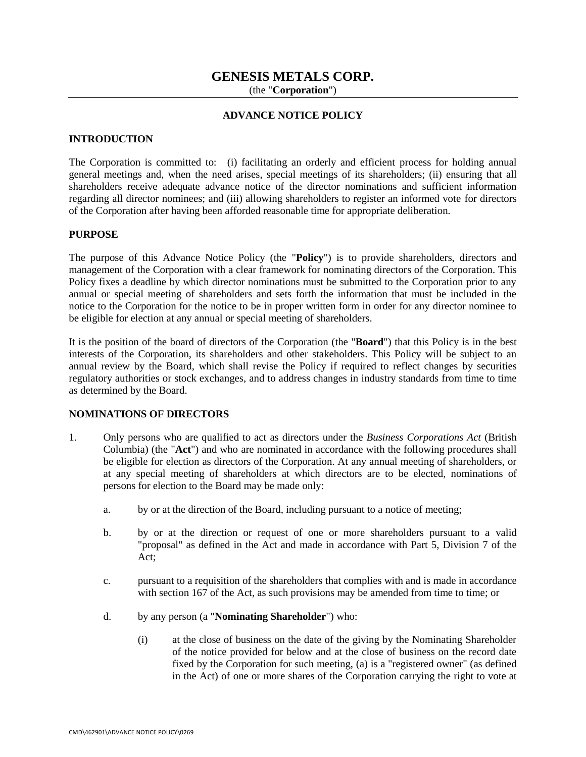# GENESIS METALS CORP.

(the "**Corporation**")

## ADVANCE NOTICE POLICY

### INTRODUCTION

The Corporation is committed to: (i) facilitating an orderly and efficient process for holding annual general meetings and, when the need arises, special meetings of its shareholders; (ii) ensuring that all shareholders receive adequate advance notice of the director nominations and sufficient information regarding all director nominees; and (iii) allowing shareholders to register an informed vote for directors of the Corporation after having been afforded reasonable time for appropriate deliberation.

### PURPOSE

The purpose of this Advance Notice Policy (the "**Policy**") is to provide shareholders, directors and management of the Corporation with a clear framework for nominating directors of the Corporation. This Policy fixes a deadline by which director nominations must be submitted to the Corporation prior to any annual or special meeting of shareholders and sets forth the information that must be included in the notice to the Corporation for the notice to be in proper written form in order for any director nominee to be eligible for election at any annual or special meeting of shareholders.

It is the position of the board of directors of the Corporation (the "**Board**") that this Policy is in the best interests of the Corporation, its shareholders and other stakeholders. This Policy will be subject to an annual review by the Board, which shall revise the Policy if required to reflect changes by securities regulatory authorities or stock exchanges, and to address changes in industry standards from time to time as determined by the Board.

### NOMINATIONS OF DIRECTORS

1. Only persons who are qualified to act as directors under the *Business Corporations Act* (British Columbia) (the "**Act**") and who are nominated in accordance with the following procedures shall be eligible for election as directors of the Corporation. At any annual meeting of shareholders, or at any special meeting of shareholders at which directors are to be elected, nominations of persons for election to the Board may be made only:

   a. by or at the direction of the Board, including pursuant to a notice of meeting;

   b. by or at the direction or request of one or more shareholders pursuant to a valid "proposal" as defined in the Act and made in accordance with Part 5, Division 7 of the Act;

   c. pursuant to a requisition of the shareholders that complies with and is made in accordance with section 167 of the Act, as such provisions may be amended from time to time; or

   d. by any person (a "**Nominating Shareholder**") who:

      (i) at the close of business on the date of the giving by the Nominating Shareholder of the notice provided for below and at the close of business on the record date fixed by the Corporation for such meeting, (a) is a "registered owner" (as defined in the Act) of one or more shares of the Corporation carrying the right to vote at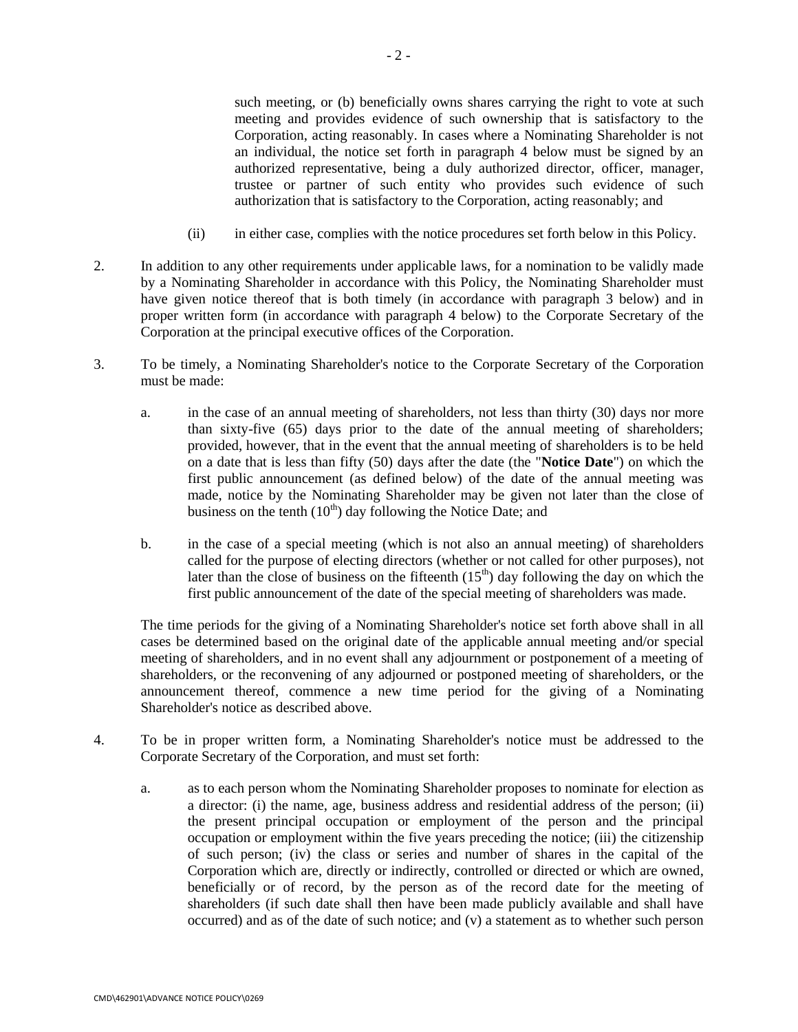such meeting, or (b) beneficially owns shares carrying the right to vote at such meeting and provides evidence of such ownership that is satisfactory to the Corporation, acting reasonably. In cases where a Nominating Shareholder is not an individual, the notice set forth in paragraph 4 below must be signed by an authorized representative, being a duly authorized director, officer, manager, trustee or partner of such entity who provides such evidence of such authorization that is satisfactory to the Corporation, acting reasonably; and

(ii) in either case, complies with the notice procedures set forth below in this Policy.

2. In addition to any other requirements under applicable laws, for a nomination to be validly made by a Nominating Shareholder in accordance with this Policy, the Nominating Shareholder must have given notice thereof that is both timely (in accordance with paragraph 3 below) and in proper written form (in accordance with paragraph 4 below) to the Corporate Secretary of the Corporation at the principal executive offices of the Corporation.

3. To be timely, a Nominating Shareholder's notice to the Corporate Secretary of the Corporation must be made:

   a. in the case of an annual meeting of shareholders, not less than thirty (30) days nor more than sixty-five (65) days prior to the date of the annual meeting of shareholders; provided, however, that in the event that the annual meeting of shareholders is to be held on a date that is less than fifty (50) days after the date (the "**Notice Date**") on which the first public announcement (as defined below) of the date of the annual meeting was made, notice by the Nominating Shareholder may be given not later than the close of business on the tenth ($10^{th}$) day following the Notice Date; and

   b. in the case of a special meeting (which is not also an annual meeting) of shareholders called for the purpose of electing directors (whether or not called for other purposes), not later than the close of business on the fifteenth ($15^{th}$) day following the day on which the first public announcement of the date of the special meeting of shareholders was made.

   The time periods for the giving of a Nominating Shareholder's notice set forth above shall in all cases be determined based on the original date of the applicable annual meeting and/or special meeting of shareholders, and in no event shall any adjournment or postponement of a meeting of shareholders, or the reconvening of any adjourned or postponed meeting of shareholders, or the announcement thereof, commence a new time period for the giving of a Nominating Shareholder's notice as described above.

4. To be in proper written form, a Nominating Shareholder's notice must be addressed to the Corporate Secretary of the Corporation, and must set forth:

   a. as to each person whom the Nominating Shareholder proposes to nominate for election as a director: (i) the name, age, business address and residential address of the person; (ii) the present principal occupation or employment of the person and the principal occupation or employment within the five years preceding the notice; (iii) the citizenship of such person; (iv) the class or series and number of shares in the capital of the Corporation which are, directly or indirectly, controlled or directed or which are owned, beneficially or of record, by the person as of the record date for the meeting of shareholders (if such date shall then have been made publicly available and shall have occurred) and as of the date of such notice; and (v) a statement as to whether such person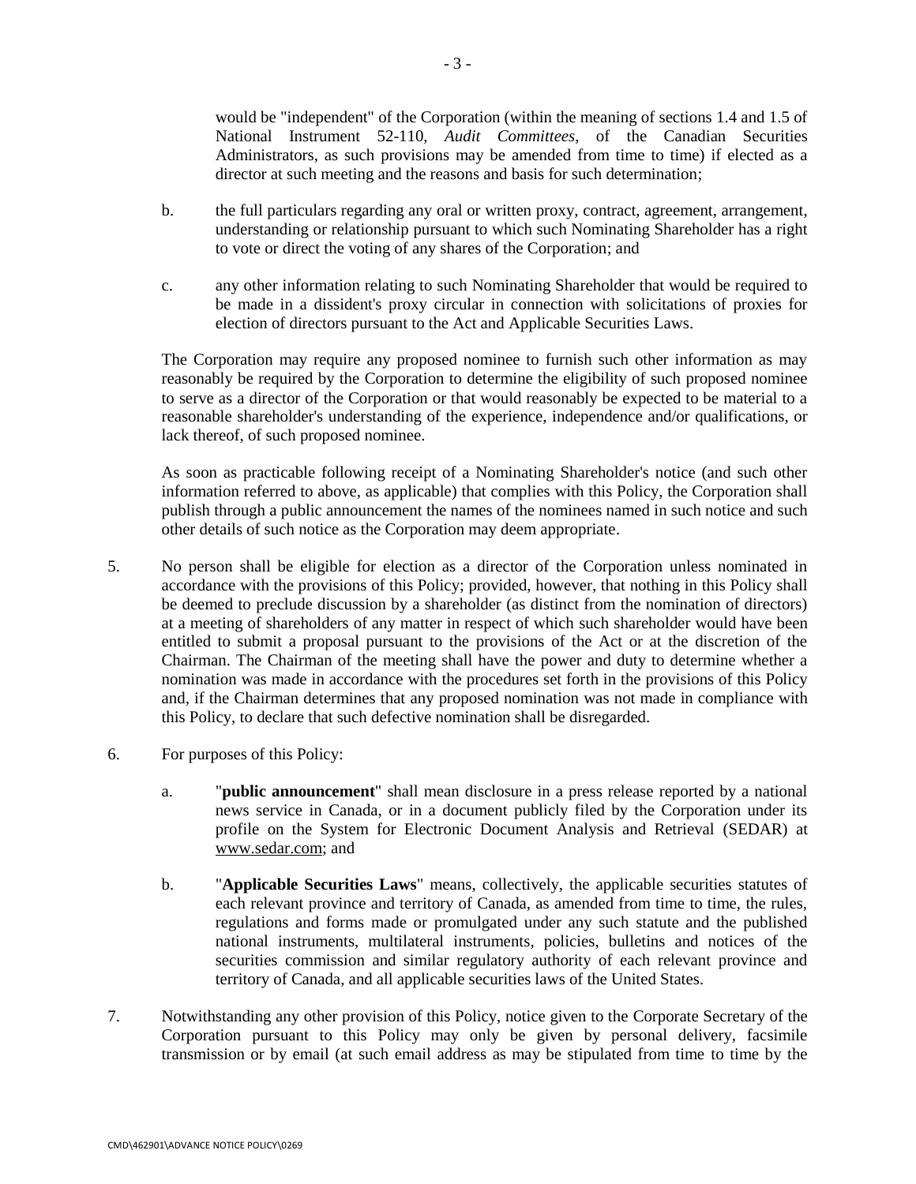would be "independent" of the Corporation (within the meaning of sections 1.4 and 1.5 of National Instrument 52-110, *Audit Committees*, of the Canadian Securities Administrators, as such provisions may be amended from time to time) if elected as a director at such meeting and the reasons and basis for such determination;

b. the full particulars regarding any oral or written proxy, contract, agreement, arrangement, understanding or relationship pursuant to which such Nominating Shareholder has a right to vote or direct the voting of any shares of the Corporation; and

c. any other information relating to such Nominating Shareholder that would be required to be made in a dissident's proxy circular in connection with solicitations of proxies for election of directors pursuant to the Act and Applicable Securities Laws.

The Corporation may require any proposed nominee to furnish such other information as may reasonably be required by the Corporation to determine the eligibility of such proposed nominee to serve as a director of the Corporation or that would reasonably be expected to be material to a reasonable shareholder's understanding of the experience, independence and/or qualifications, or lack thereof, of such proposed nominee.

As soon as practicable following receipt of a Nominating Shareholder's notice (and such other information referred to above, as applicable) that complies with this Policy, the Corporation shall publish through a public announcement the names of the nominees named in such notice and such other details of such notice as the Corporation may deem appropriate.

5. No person shall be eligible for election as a director of the Corporation unless nominated in accordance with the provisions of this Policy; provided, however, that nothing in this Policy shall be deemed to preclude discussion by a shareholder (as distinct from the nomination of directors) at a meeting of shareholders of any matter in respect of which such shareholder would have been entitled to submit a proposal pursuant to the provisions of the Act or at the discretion of the Chairman. The Chairman of the meeting shall have the power and duty to determine whether a nomination was made in accordance with the procedures set forth in the provisions of this Policy and, if the Chairman determines that any proposed nomination was not made in compliance with this Policy, to declare that such defective nomination shall be disregarded.

6. For purposes of this Policy:

   a. "**public announcement**" shall mean disclosure in a press release reported by a national news service in Canada, or in a document publicly filed by the Corporation under its profile on the System for Electronic Document Analysis and Retrieval (SEDAR) at www.sedar.com; and

   b. "**Applicable Securities Laws**" means, collectively, the applicable securities statutes of each relevant province and territory of Canada, as amended from time to time, the rules, regulations and forms made or promulgated under any such statute and the published national instruments, multilateral instruments, policies, bulletins and notices of the securities commission and similar regulatory authority of each relevant province and territory of Canada, and all applicable securities laws of the United States.

7. Notwithstanding any other provision of this Policy, notice given to the Corporate Secretary of the Corporation pursuant to this Policy may only be given by personal delivery, facsimile transmission or by email (at such email address as may be stipulated from time to time by the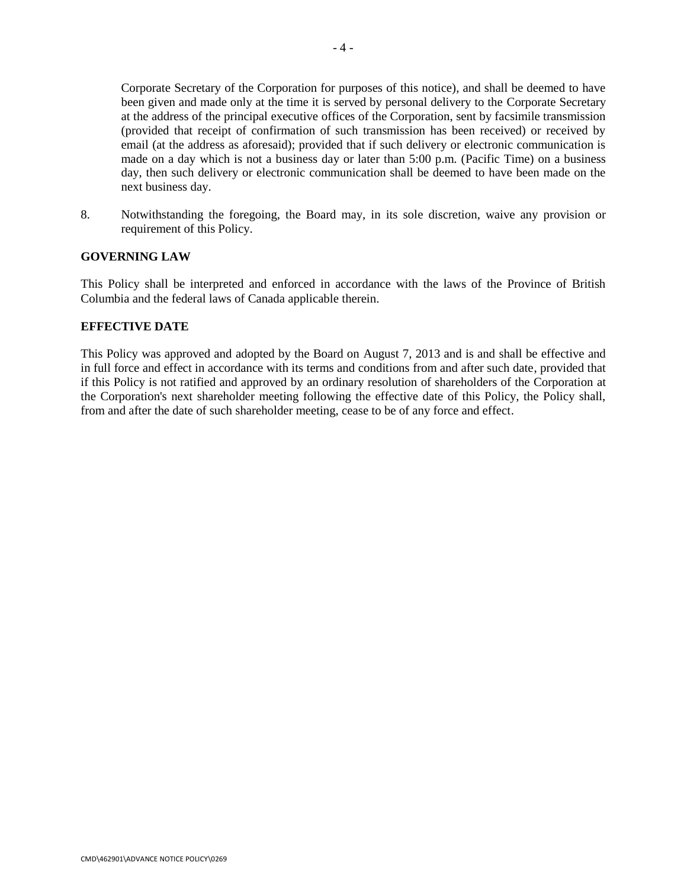Corporate Secretary of the Corporation for purposes of this notice), and shall be deemed to have been given and made only at the time it is served by personal delivery to the Corporate Secretary at the address of the principal executive offices of the Corporation, sent by facsimile transmission (provided that receipt of confirmation of such transmission has been received) or received by email (at the address as aforesaid); provided that if such delivery or electronic communication is made on a day which is not a business day or later than 5:00 p.m. (Pacific Time) on a business day, then such delivery or electronic communication shall be deemed to have been made on the next business day.

8. Notwithstanding the foregoing, the Board may, in its sole discretion, waive any provision or requirement of this Policy.

**GOVERNING LAW**

This Policy shall be interpreted and enforced in accordance with the laws of the Province of British Columbia and the federal laws of Canada applicable therein.

**EFFECTIVE DATE**

This Policy was approved and adopted by the Board on August 7, 2013 and is and shall be effective and in full force and effect in accordance with its terms and conditions from and after such date, provided that if this Policy is not ratified and approved by an ordinary resolution of shareholders of the Corporation at the Corporation's next shareholder meeting following the effective date of this Policy, the Policy shall, from and after the date of such shareholder meeting, cease to be of any force and effect.